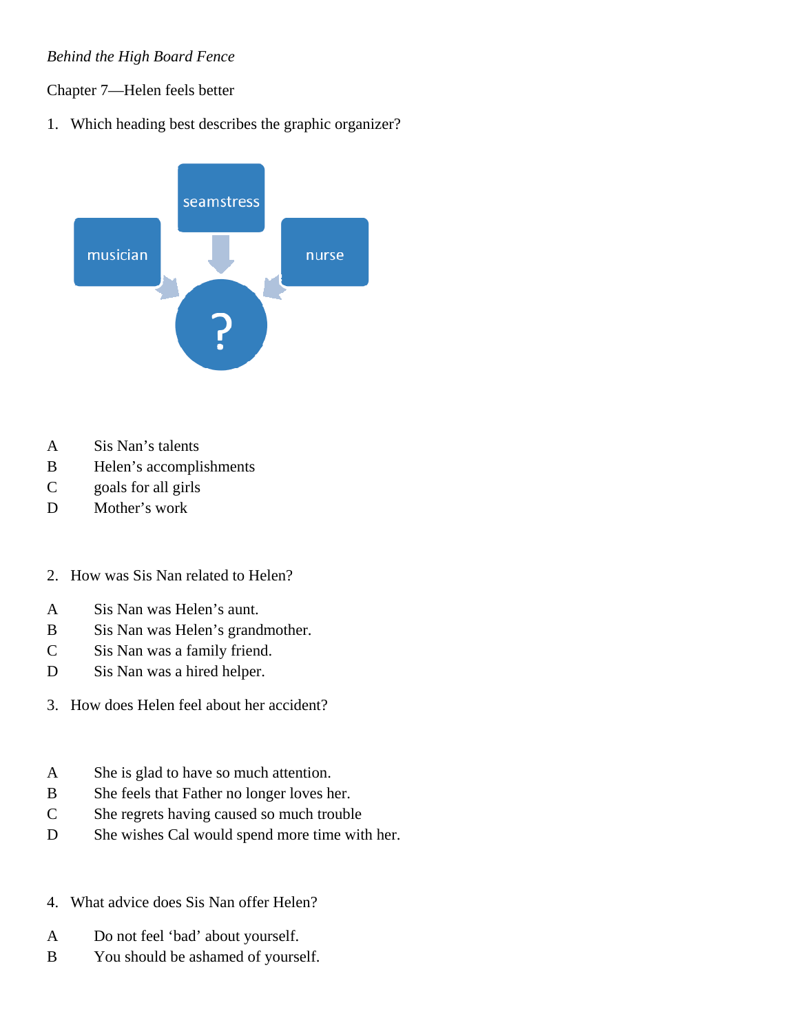*Behind the High Board Fence*

Chapter 7—Helen feels better

1. Which heading best describes the graphic organizer?

musician

seamstress

nurse

?

A Sis Nan's talents
B Helen's accomplishments
C goals for all girls
D Mother's work

2. How was Sis Nan related to Helen?

A Sis Nan was Helen's aunt.
B Sis Nan was Helen's grandmother.
C Sis Nan was a family friend.
D Sis Nan was a hired helper.

3. How does Helen feel about her accident?

A She is glad to have so much attention.
B She feels that Father no longer loves her.
C She regrets having caused so much trouble
D She wishes Cal would spend more time with her.

4. What advice does Sis Nan offer Helen?

A Do not feel 'bad' about yourself.
B You should be ashamed of yourself.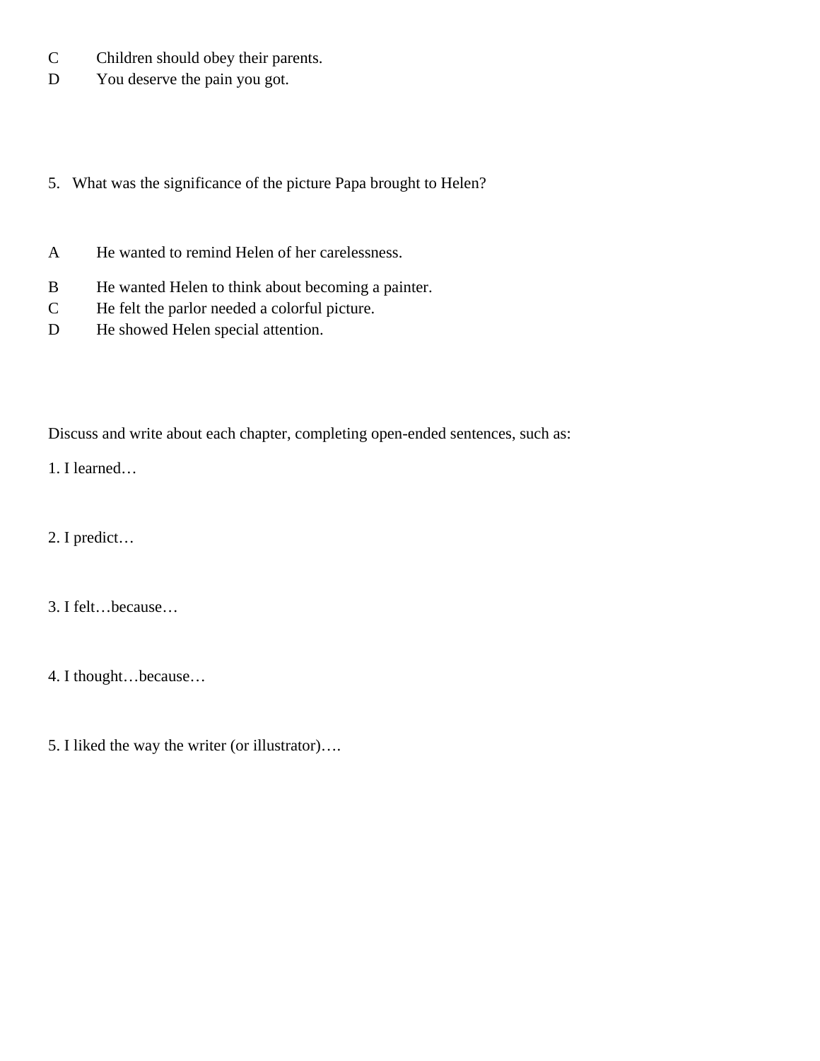C Children should obey their parents.
D You deserve the pain you got.

5. What was the significance of the picture Papa brought to Helen?

A He wanted to remind Helen of her carelessness.

B He wanted Helen to think about becoming a painter.
C He felt the parlor needed a colorful picture.
D He showed Helen special attention.

Discuss and write about each chapter, completing open-ended sentences, such as:

1. I learned…

2. I predict…

3. I felt…because…

4. I thought…because…

5. I liked the way the writer (or illustrator)….